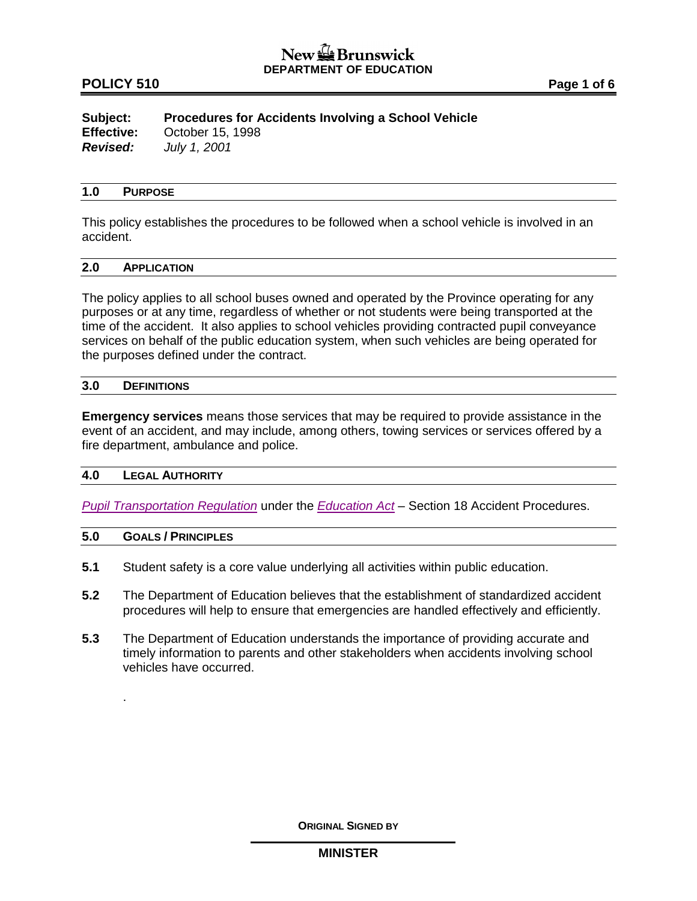New Brunswick
**DEPARTMENT OF EDUCATION**

**POLICY 510**

**Subject:** **Procedures for Accidents Involving a School Vehicle**
**Effective:** October 15, 1998
***Revised:*** *July 1, 2001*

## 1.0 PURPOSE

This policy establishes the procedures to be followed when a school vehicle is involved in an accident.

## 2.0 APPLICATION

The policy applies to all school buses owned and operated by the Province operating for any purposes or at any time, regardless of whether or not students were being transported at the time of the accident. It also applies to school vehicles providing contracted pupil conveyance services on behalf of the public education system, when such vehicles are being operated for the purposes defined under the contract.

## 3.0 DEFINITIONS

**Emergency services** means those services that may be required to provide assistance in the event of an accident, and may include, among others, towing services or services offered by a fire department, ambulance and police.

## 4.0 LEGAL AUTHORITY

*Pupil Transportation Regulation* under the *Education Act* – Section 18 Accident Procedures.

## 5.0 GOALS / PRINCIPLES

**5.1** Student safety is a core value underlying all activities within public education.

**5.2** The Department of Education believes that the establishment of standardized accident procedures will help to ensure that emergencies are handled effectively and efficiently.

**5.3** The Department of Education understands the importance of providing accurate and timely information to parents and other stakeholders when accidents involving school vehicles have occurred.

.

**ORIGINAL SIGNED BY**

**MINISTER**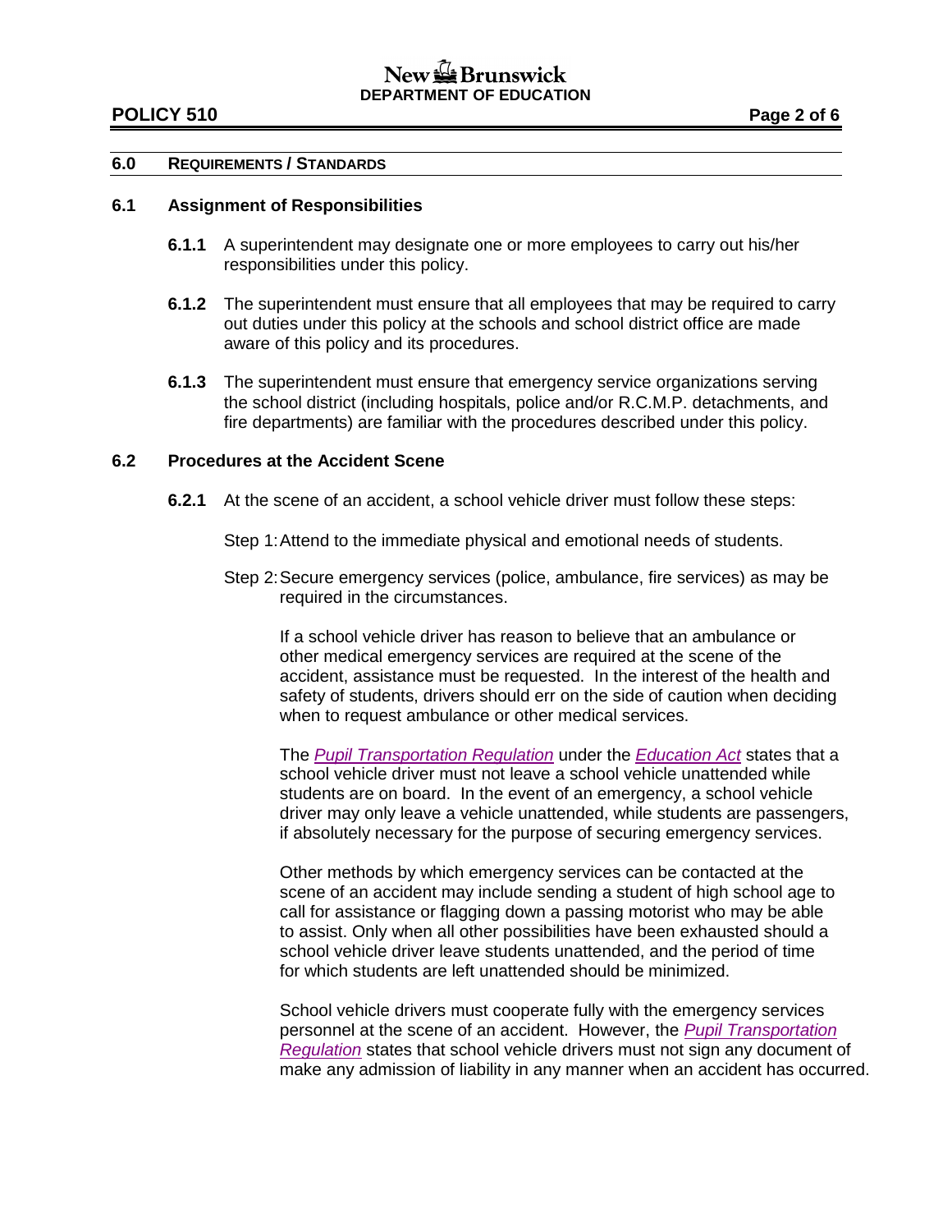## 6.0 REQUIREMENTS / STANDARDS

### 6.1 Assignment of Responsibilities

**6.1.1** A superintendent may designate one or more employees to carry out his/her responsibilities under this policy.

**6.1.2** The superintendent must ensure that all employees that may be required to carry out duties under this policy at the schools and school district office are made aware of this policy and its procedures.

**6.1.3** The superintendent must ensure that emergency service organizations serving the school district (including hospitals, police and/or R.C.M.P. detachments, and fire departments) are familiar with the procedures described under this policy.

### 6.2 Procedures at the Accident Scene

**6.2.1** At the scene of an accident, a school vehicle driver must follow these steps:

Step 1: Attend to the immediate physical and emotional needs of students.

Step 2: Secure emergency services (police, ambulance, fire services) as may be required in the circumstances.

If a school vehicle driver has reason to believe that an ambulance or other medical emergency services are required at the scene of the accident, assistance must be requested. In the interest of the health and safety of students, drivers should err on the side of caution when deciding when to request ambulance or other medical services.

The *Pupil Transportation Regulation* under the *Education Act* states that a school vehicle driver must not leave a school vehicle unattended while students are on board. In the event of an emergency, a school vehicle driver may only leave a vehicle unattended, while students are passengers, if absolutely necessary for the purpose of securing emergency services.

Other methods by which emergency services can be contacted at the scene of an accident may include sending a student of high school age to call for assistance or flagging down a passing motorist who may be able to assist. Only when all other possibilities have been exhausted should a school vehicle driver leave students unattended, and the period of time for which students are left unattended should be minimized.

School vehicle drivers must cooperate fully with the emergency services personnel at the scene of an accident. However, the *Pupil Transportation Regulation* states that school vehicle drivers must not sign any document of make any admission of liability in any manner when an accident has occurred.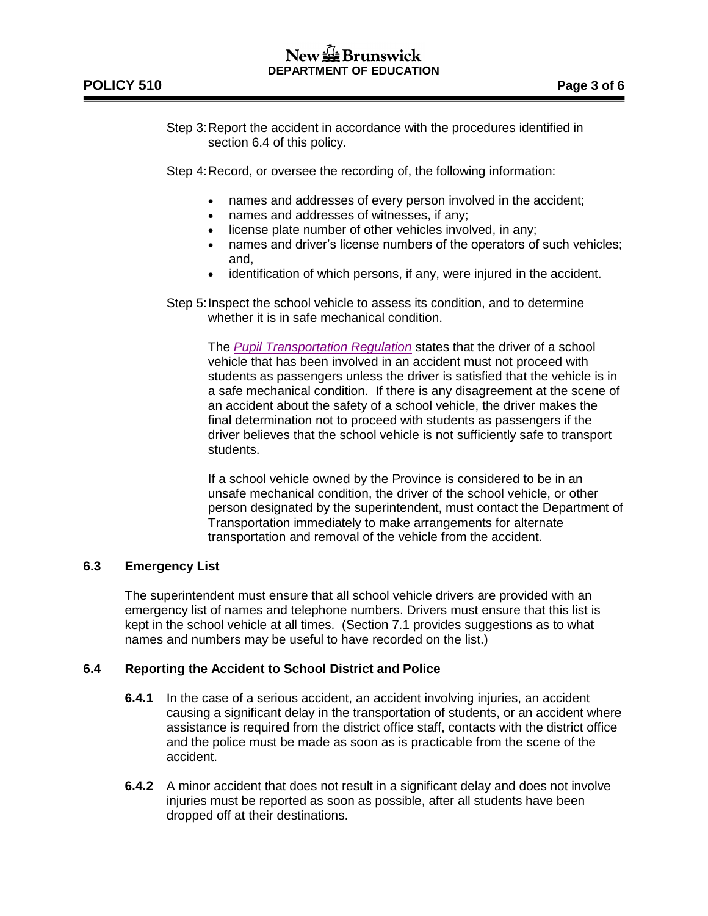Step 3: Report the accident in accordance with the procedures identified in section 6.4 of this policy.

Step 4: Record, or oversee the recording of, the following information:

- names and addresses of every person involved in the accident;
- names and addresses of witnesses, if any;
- license plate number of other vehicles involved, in any;
- names and driver's license numbers of the operators of such vehicles; and,
- identification of which persons, if any, were injured in the accident.

Step 5: Inspect the school vehicle to assess its condition, and to determine whether it is in safe mechanical condition.

The *Pupil Transportation Regulation* states that the driver of a school vehicle that has been involved in an accident must not proceed with students as passengers unless the driver is satisfied that the vehicle is in a safe mechanical condition. If there is any disagreement at the scene of an accident about the safety of a school vehicle, the driver makes the final determination not to proceed with students as passengers if the driver believes that the school vehicle is not sufficiently safe to transport students.

If a school vehicle owned by the Province is considered to be in an unsafe mechanical condition, the driver of the school vehicle, or other person designated by the superintendent, must contact the Department of Transportation immediately to make arrangements for alternate transportation and removal of the vehicle from the accident.

### 6.3 Emergency List

The superintendent must ensure that all school vehicle drivers are provided with an emergency list of names and telephone numbers. Drivers must ensure that this list is kept in the school vehicle at all times. (Section 7.1 provides suggestions as to what names and numbers may be useful to have recorded on the list.)

### 6.4 Reporting the Accident to School District and Police

**6.4.1** In the case of a serious accident, an accident involving injuries, an accident causing a significant delay in the transportation of students, or an accident where assistance is required from the district office staff, contacts with the district office and the police must be made as soon as is practicable from the scene of the accident.

**6.4.2** A minor accident that does not result in a significant delay and does not involve injuries must be reported as soon as possible, after all students have been dropped off at their destinations.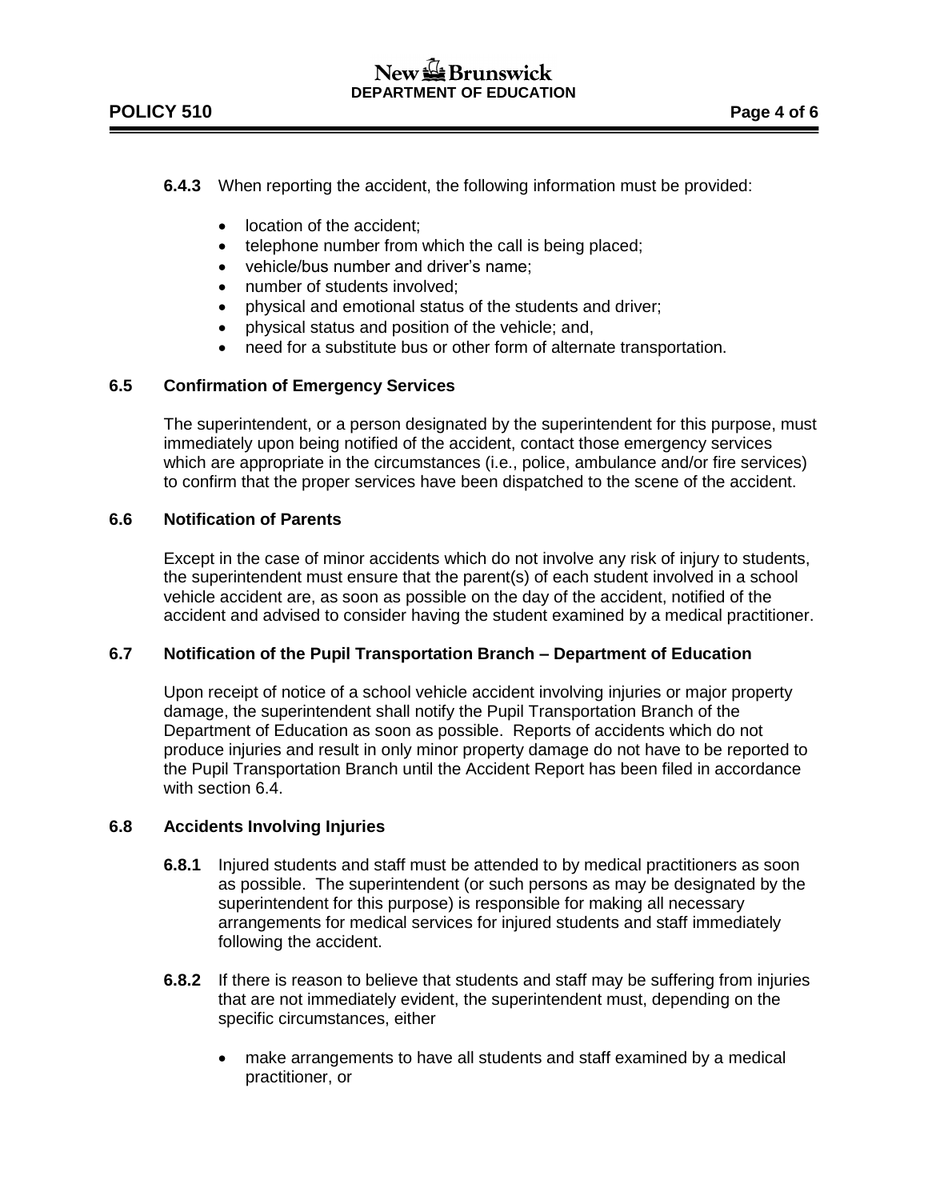**6.4.3** When reporting the accident, the following information must be provided:

- location of the accident;
- telephone number from which the call is being placed;
- vehicle/bus number and driver's name;
- number of students involved;
- physical and emotional status of the students and driver;
- physical status and position of the vehicle; and,
- need for a substitute bus or other form of alternate transportation.

### 6.5 Confirmation of Emergency Services

The superintendent, or a person designated by the superintendent for this purpose, must immediately upon being notified of the accident, contact those emergency services which are appropriate in the circumstances (i.e., police, ambulance and/or fire services) to confirm that the proper services have been dispatched to the scene of the accident.

### 6.6 Notification of Parents

Except in the case of minor accidents which do not involve any risk of injury to students, the superintendent must ensure that the parent(s) of each student involved in a school vehicle accident are, as soon as possible on the day of the accident, notified of the accident and advised to consider having the student examined by a medical practitioner.

### 6.7 Notification of the Pupil Transportation Branch – Department of Education

Upon receipt of notice of a school vehicle accident involving injuries or major property damage, the superintendent shall notify the Pupil Transportation Branch of the Department of Education as soon as possible. Reports of accidents which do not produce injuries and result in only minor property damage do not have to be reported to the Pupil Transportation Branch until the Accident Report has been filed in accordance with section 6.4.

### 6.8 Accidents Involving Injuries

**6.8.1** Injured students and staff must be attended to by medical practitioners as soon as possible. The superintendent (or such persons as may be designated by the superintendent for this purpose) is responsible for making all necessary arrangements for medical services for injured students and staff immediately following the accident.

**6.8.2** If there is reason to believe that students and staff may be suffering from injuries that are not immediately evident, the superintendent must, depending on the specific circumstances, either

- make arrangements to have all students and staff examined by a medical practitioner, or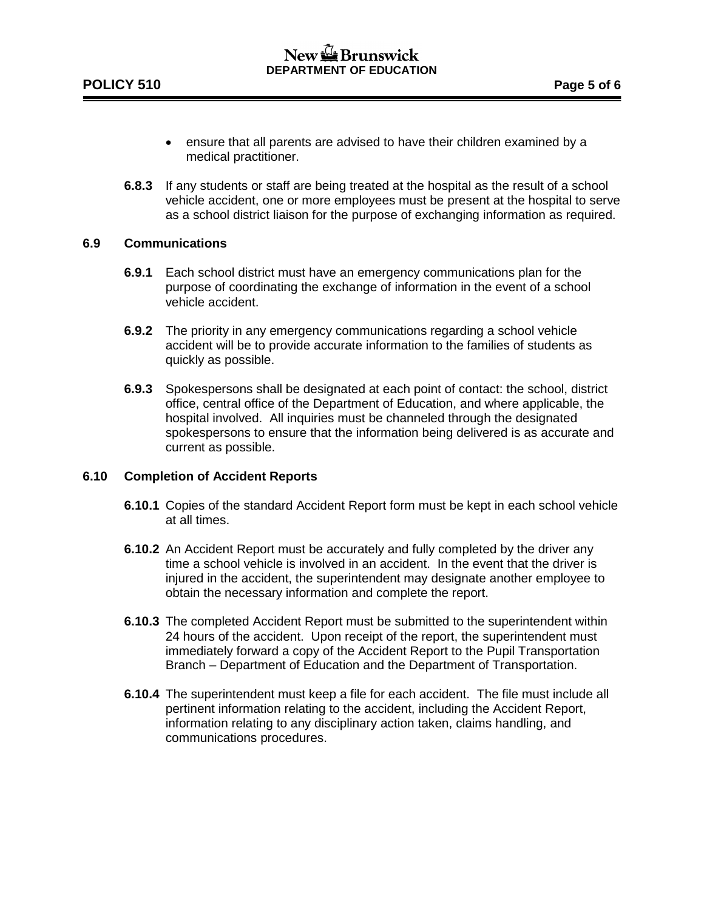- ensure that all parents are advised to have their children examined by a medical practitioner.

**6.8.3** If any students or staff are being treated at the hospital as the result of a school vehicle accident, one or more employees must be present at the hospital to serve as a school district liaison for the purpose of exchanging information as required.

### 6.9 Communications

**6.9.1** Each school district must have an emergency communications plan for the purpose of coordinating the exchange of information in the event of a school vehicle accident.

**6.9.2** The priority in any emergency communications regarding a school vehicle accident will be to provide accurate information to the families of students as quickly as possible.

**6.9.3** Spokespersons shall be designated at each point of contact: the school, district office, central office of the Department of Education, and where applicable, the hospital involved. All inquiries must be channeled through the designated spokespersons to ensure that the information being delivered is as accurate and current as possible.

### 6.10 Completion of Accident Reports

**6.10.1** Copies of the standard Accident Report form must be kept in each school vehicle at all times.

**6.10.2** An Accident Report must be accurately and fully completed by the driver any time a school vehicle is involved in an accident. In the event that the driver is injured in the accident, the superintendent may designate another employee to obtain the necessary information and complete the report.

**6.10.3** The completed Accident Report must be submitted to the superintendent within 24 hours of the accident. Upon receipt of the report, the superintendent must immediately forward a copy of the Accident Report to the Pupil Transportation Branch – Department of Education and the Department of Transportation.

**6.10.4** The superintendent must keep a file for each accident. The file must include all pertinent information relating to the accident, including the Accident Report, information relating to any disciplinary action taken, claims handling, and communications procedures.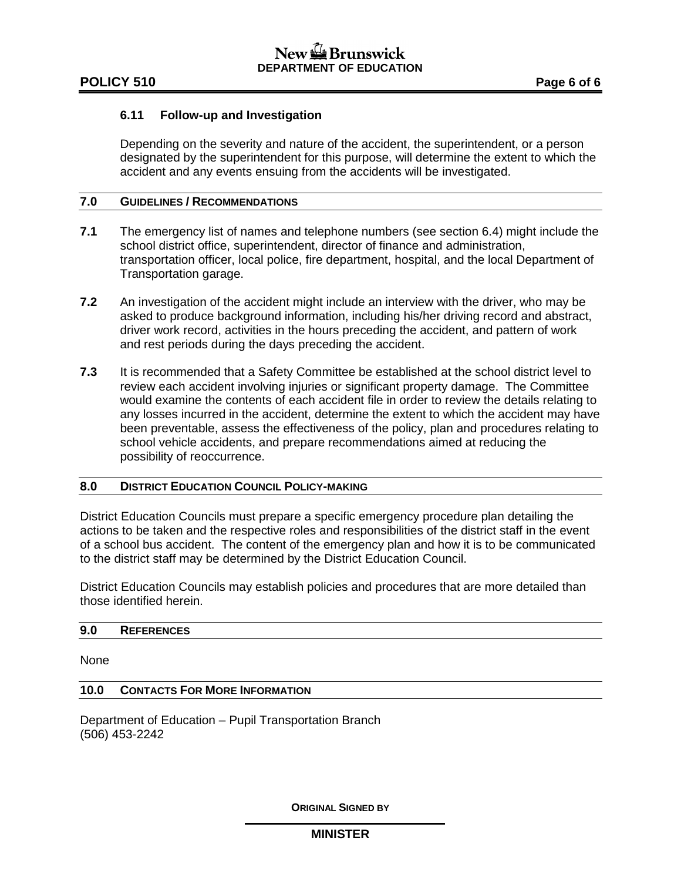### 6.11 Follow-up and Investigation

Depending on the severity and nature of the accident, the superintendent, or a person designated by the superintendent for this purpose, will determine the extent to which the accident and any events ensuing from the accidents will be investigated.

## 7.0 GUIDELINES / RECOMMENDATIONS

**7.1** The emergency list of names and telephone numbers (see section 6.4) might include the school district office, superintendent, director of finance and administration, transportation officer, local police, fire department, hospital, and the local Department of Transportation garage.

**7.2** An investigation of the accident might include an interview with the driver, who may be asked to produce background information, including his/her driving record and abstract, driver work record, activities in the hours preceding the accident, and pattern of work and rest periods during the days preceding the accident.

**7.3** It is recommended that a Safety Committee be established at the school district level to review each accident involving injuries or significant property damage. The Committee would examine the contents of each accident file in order to review the details relating to any losses incurred in the accident, determine the extent to which the accident may have been preventable, assess the effectiveness of the policy, plan and procedures relating to school vehicle accidents, and prepare recommendations aimed at reducing the possibility of reoccurrence.

## 8.0 DISTRICT EDUCATION COUNCIL POLICY-MAKING

District Education Councils must prepare a specific emergency procedure plan detailing the actions to be taken and the respective roles and responsibilities of the district staff in the event of a school bus accident. The content of the emergency plan and how it is to be communicated to the district staff may be determined by the District Education Council.

District Education Councils may establish policies and procedures that are more detailed than those identified herein.

## 9.0 REFERENCES

None

## 10.0 CONTACTS FOR MORE INFORMATION

Department of Education – Pupil Transportation Branch
(506) 453-2242

**ORIGINAL SIGNED BY**

**MINISTER**